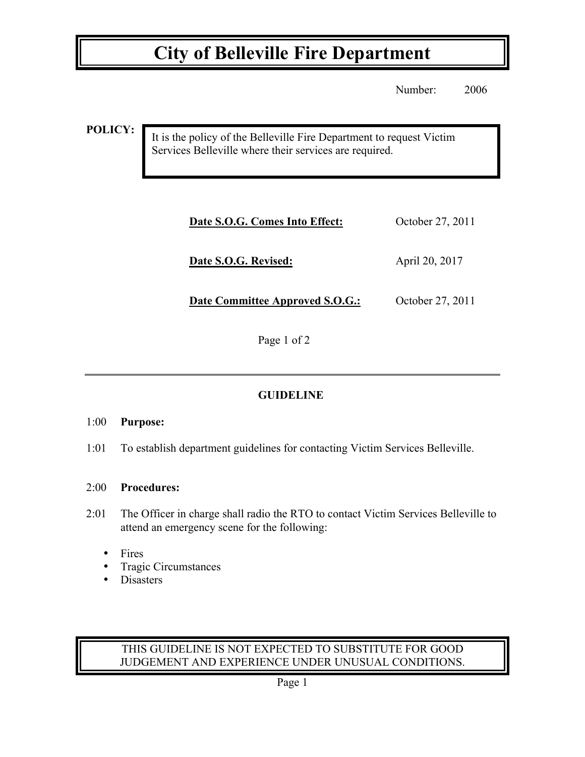# City of Belleville Fire Department

Number: 2006

**POLICY:**

It is the policy of the Belleville Fire Department to request Victim Services Belleville where their services are required.

| | |
|---|---|
| **Date S.O.G. Comes Into Effect:** | October 27, 2011 |
| **Date S.O.G. Revised:** | April 20, 2017 |
| **Date Committee Approved S.O.G.:** | October 27, 2011 |

## GUIDELINE

1:00 **Purpose:**

1:01 To establish department guidelines for contacting Victim Services Belleville.

2:00 **Procedures:**

2:01 The Officer in charge shall radio the RTO to contact Victim Services Belleville to attend an emergency scene for the following:

- Fires
- Tragic Circumstances
- Disasters

THIS GUIDELINE IS NOT EXPECTED TO SUBSTITUTE FOR GOOD JUDGEMENT AND EXPERIENCE UNDER UNUSUAL CONDITIONS.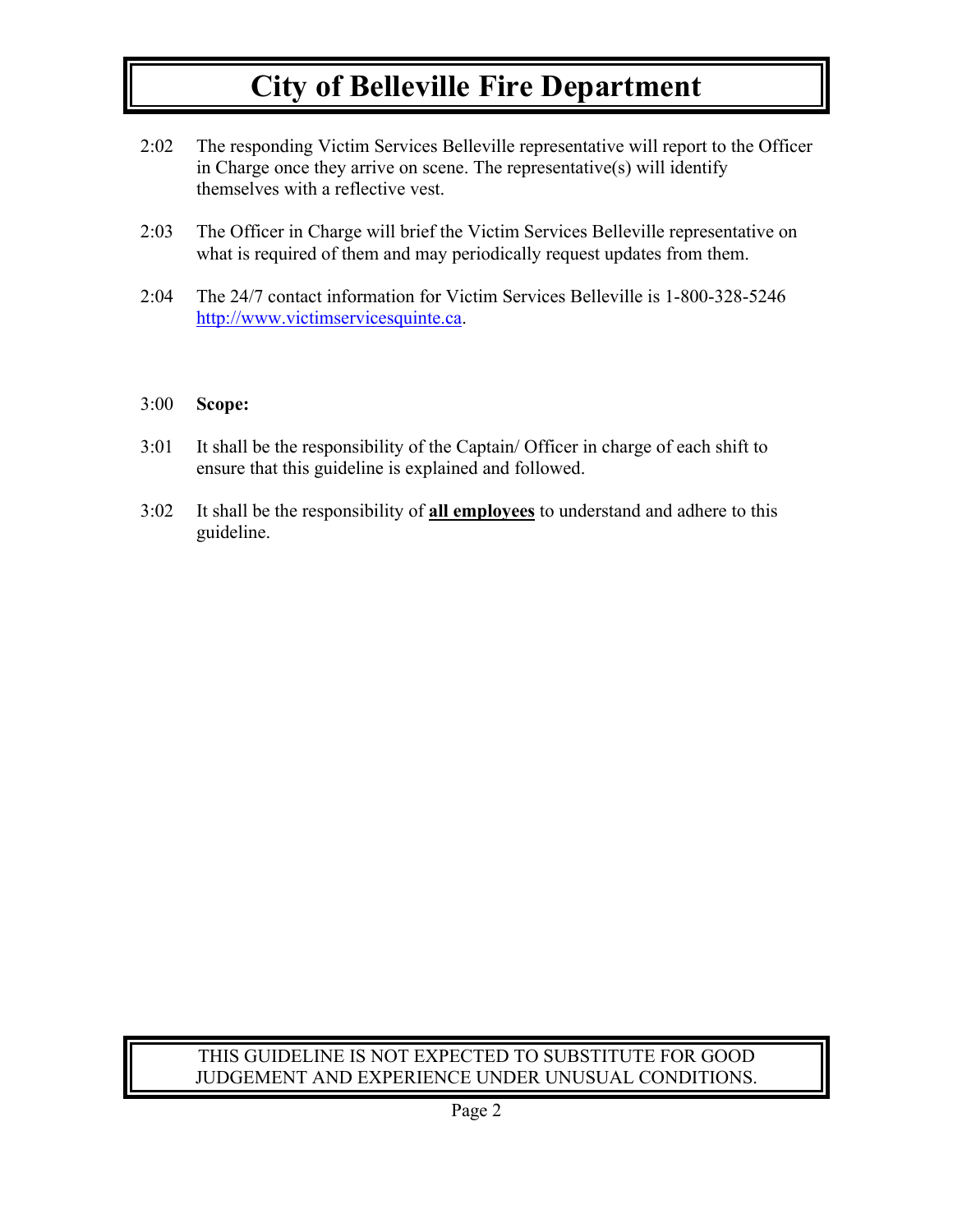2:02 The responding Victim Services Belleville representative will report to the Officer in Charge once they arrive on scene. The representative(s) will identify themselves with a reflective vest.

2:03 The Officer in Charge will brief the Victim Services Belleville representative on what is required of them and may periodically request updates from them.

2:04 The 24/7 contact information for Victim Services Belleville is 1-800-328-5246 http://www.victimservicesquinte.ca.

3:00 **Scope:**

3:01 It shall be the responsibility of the Captain/ Officer in charge of each shift to ensure that this guideline is explained and followed.

3:02 It shall be the responsibility of **all employees** to understand and adhere to this guideline.

THIS GUIDELINE IS NOT EXPECTED TO SUBSTITUTE FOR GOOD JUDGEMENT AND EXPERIENCE UNDER UNUSUAL CONDITIONS.